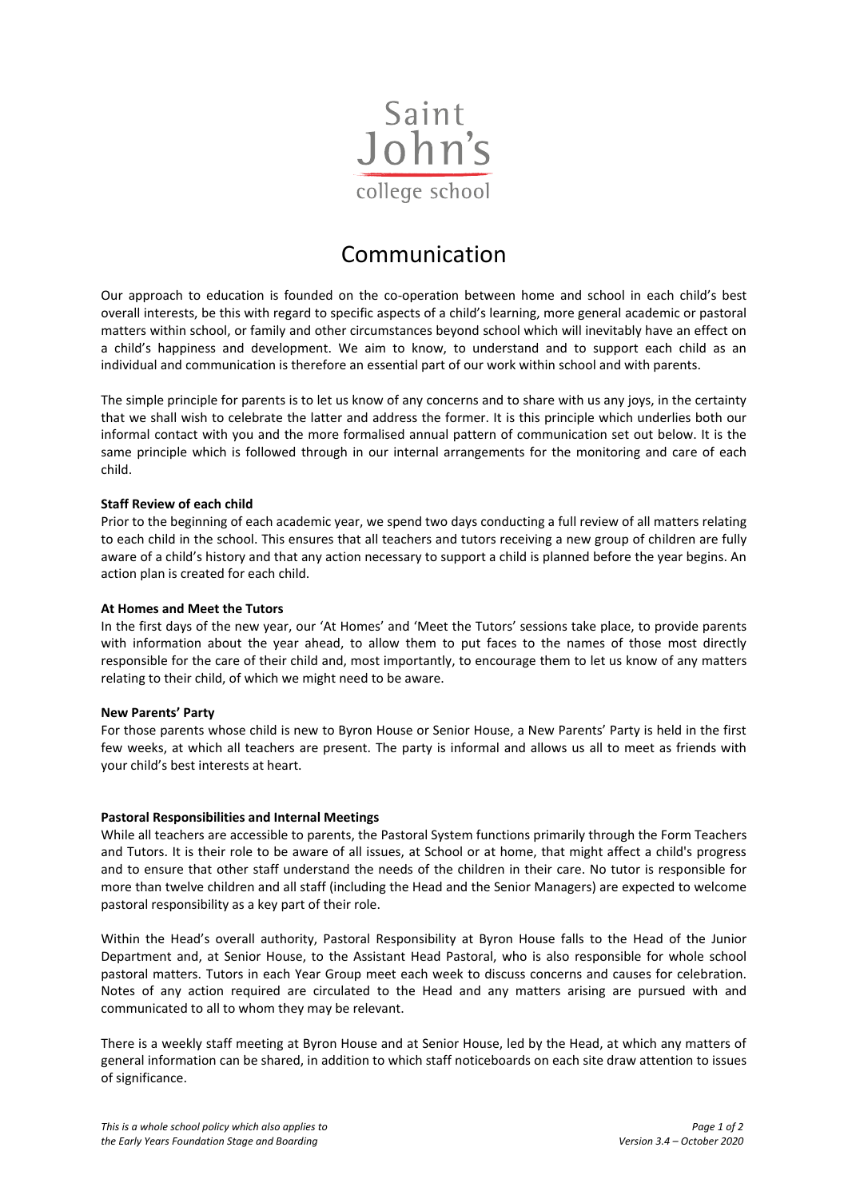Saint John's college school

# Communication

Our approach to education is founded on the co-operation between home and school in each child's best overall interests, be this with regard to specific aspects of a child's learning, more general academic or pastoral matters within school, or family and other circumstances beyond school which will inevitably have an effect on a child's happiness and development. We aim to know, to understand and to support each child as an individual and communication is therefore an essential part of our work within school and with parents.

The simple principle for parents is to let us know of any concerns and to share with us any joys, in the certainty that we shall wish to celebrate the latter and address the former. It is this principle which underlies both our informal contact with you and the more formalised annual pattern of communication set out below. It is the same principle which is followed through in our internal arrangements for the monitoring and care of each child.

**Staff Review of each child**

Prior to the beginning of each academic year, we spend two days conducting a full review of all matters relating to each child in the school. This ensures that all teachers and tutors receiving a new group of children are fully aware of a child's history and that any action necessary to support a child is planned before the year begins. An action plan is created for each child.

**At Homes and Meet the Tutors**

In the first days of the new year, our 'At Homes' and 'Meet the Tutors' sessions take place, to provide parents with information about the year ahead, to allow them to put faces to the names of those most directly responsible for the care of their child and, most importantly, to encourage them to let us know of any matters relating to their child, of which we might need to be aware.

**New Parents' Party**

For those parents whose child is new to Byron House or Senior House, a New Parents' Party is held in the first few weeks, at which all teachers are present. The party is informal and allows us all to meet as friends with your child's best interests at heart.

**Pastoral Responsibilities and Internal Meetings**

While all teachers are accessible to parents, the Pastoral System functions primarily through the Form Teachers and Tutors. It is their role to be aware of all issues, at School or at home, that might affect a child's progress and to ensure that other staff understand the needs of the children in their care. No tutor is responsible for more than twelve children and all staff (including the Head and the Senior Managers) are expected to welcome pastoral responsibility as a key part of their role.

Within the Head's overall authority, Pastoral Responsibility at Byron House falls to the Head of the Junior Department and, at Senior House, to the Assistant Head Pastoral, who is also responsible for whole school pastoral matters. Tutors in each Year Group meet each week to discuss concerns and causes for celebration. Notes of any action required are circulated to the Head and any matters arising are pursued with and communicated to all to whom they may be relevant.

There is a weekly staff meeting at Byron House and at Senior House, led by the Head, at which any matters of general information can be shared, in addition to which staff noticeboards on each site draw attention to issues of significance.

*This is a whole school policy which also applies to the Early Years Foundation Stage and Boarding*

*Version 3.4 – October 2020*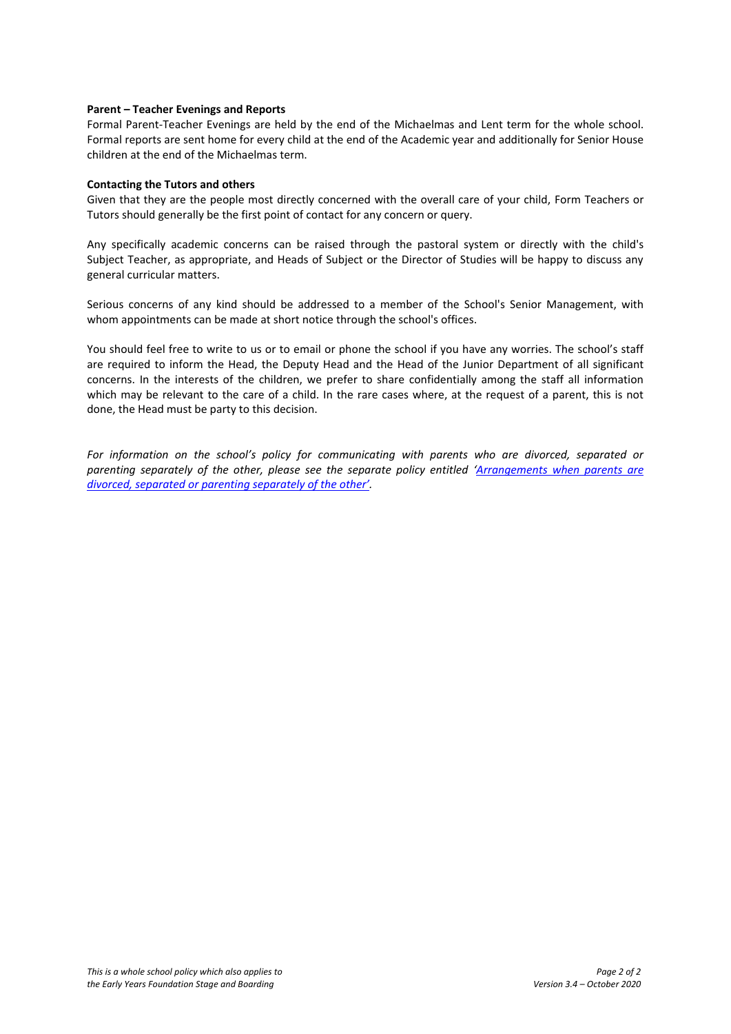**Parent – Teacher Evenings and Reports**

Formal Parent-Teacher Evenings are held by the end of the Michaelmas and Lent term for the whole school. Formal reports are sent home for every child at the end of the Academic year and additionally for Senior House children at the end of the Michaelmas term.

**Contacting the Tutors and others**

Given that they are the people most directly concerned with the overall care of your child, Form Teachers or Tutors should generally be the first point of contact for any concern or query.

Any specifically academic concerns can be raised through the pastoral system or directly with the child's Subject Teacher, as appropriate, and Heads of Subject or the Director of Studies will be happy to discuss any general curricular matters.

Serious concerns of any kind should be addressed to a member of the School's Senior Management, with whom appointments can be made at short notice through the school's offices.

You should feel free to write to us or to email or phone the school if you have any worries. The school's staff are required to inform the Head, the Deputy Head and the Head of the Junior Department of all significant concerns. In the interests of the children, we prefer to share confidentially among the staff all information which may be relevant to the care of a child. In the rare cases where, at the request of a parent, this is not done, the Head must be party to this decision.

*For information on the school's policy for communicating with parents who are divorced, separated or parenting separately of the other, please see the separate policy entitled '[Arrangements when parents are divorced, separated or parenting separately of the other](#)'.*

*This is a whole school policy which also applies to the Early Years Foundation Stage and Boarding*

*Version 3.4 – October 2020*